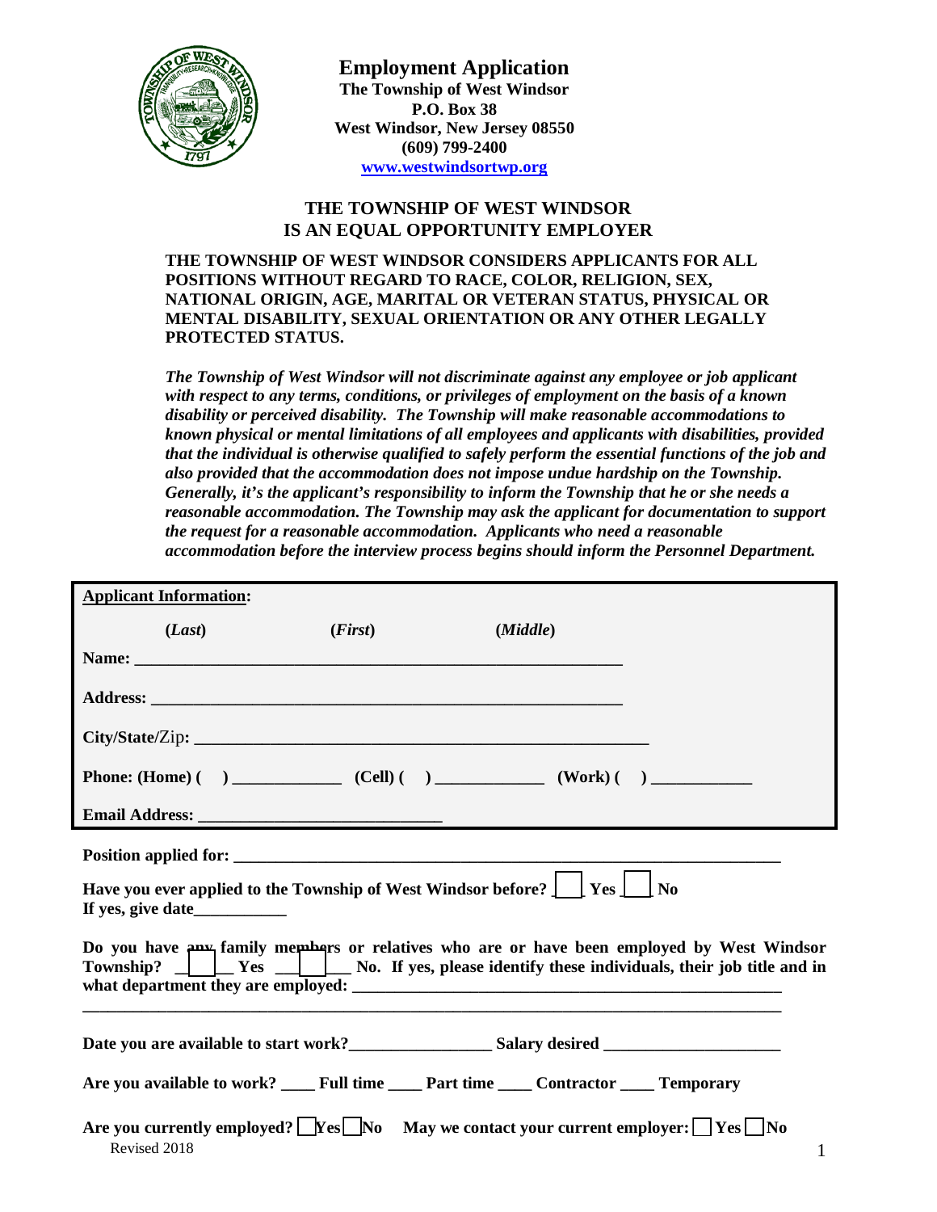# Employment Application

**The Township of West Windsor**
**P.O. Box 38**
**West Windsor, New Jersey 08550**
**(609) 799-2400**
**www.westwindsortwp.org**

## THE TOWNSHIP OF WEST WINDSOR IS AN EQUAL OPPORTUNITY EMPLOYER

**THE TOWNSHIP OF WEST WINDSOR CONSIDERS APPLICANTS FOR ALL POSITIONS WITHOUT REGARD TO RACE, COLOR, RELIGION, SEX, NATIONAL ORIGIN, AGE, MARITAL OR VETERAN STATUS, PHYSICAL OR MENTAL DISABILITY, SEXUAL ORIENTATION OR ANY OTHER LEGALLY PROTECTED STATUS.**

***The Township of West Windsor will not discriminate against any employee or job applicant with respect to any terms, conditions, or privileges of employment on the basis of a known disability or perceived disability. The Township will make reasonable accommodations to known physical or mental limitations of all employees and applicants with disabilities, provided that the individual is otherwise qualified to safely perform the essential functions of the job and also provided that the accommodation does not impose undue hardship on the Township. Generally, it's the applicant's responsibility to inform the Township that he or she needs a reasonable accommodation. The Township may ask the applicant for documentation to support the request for a reasonable accommodation. Applicants who need a reasonable accommodation before the interview process begins should inform the Personnel Department.***

**Applicant Information:**

**(*Last*)** **(*First*)** **(*Middle*)**

**Name:** ___________________________________________________________

**Address:** ___________________________________________________________

**City/State/Zip:** _______________________________________________________

**Phone: (Home) (   )** _____________ **(Cell) (   )** _____________ **(Work) (   )** ____________

**Email Address:** ____________________________

**Position applied for:** _____________________________________________________________________

**Have you ever applied to the Township of West Windsor before?** ☐ **Yes** ☐ **No**
**If yes, give date**___________

**Do you have any family members or relatives who are or have been employed by West Windsor Township?** ☐ **Yes** ☐ **No. If yes, please identify these individuals, their job title and in what department they are employed:** ______________________________________________________

_________________________________________________________________________________________

**Date you are available to start work?**________________ **Salary desired** ____________________

**Are you available to work?** ____ **Full time** ____ **Part time** ____ **Contractor** ____ **Temporary**

**Are you currently employed?** ☐ **Yes** ☐ **No** **May we contact your current employer:** ☐ **Yes** ☐ **No**

Revised 2018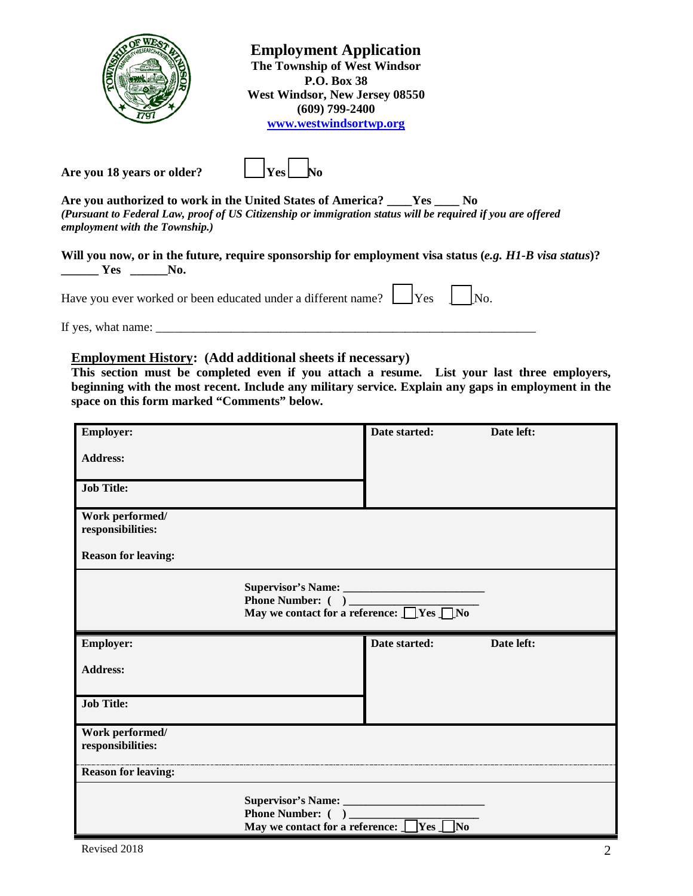# Employment Application

**The Township of West Windsor**
**P.O. Box 38**
**West Windsor, New Jersey 08550**
**(609) 799-2400**
**www.westwindsortwp.org**

**Are you 18 years or older?** ☐ **Yes** ☐ **No**

**Are you authorized to work in the United States of America? ____Yes ____ No**
***(Pursuant to Federal Law, proof of US Citizenship or immigration status will be required if you are offered employment with the Township.)***

**Will you now, or in the future, require sponsorship for employment visa status (*e.g. H1-B visa status*)? ______ Yes ______No.**

Have you ever worked or been educated under a different name? ☐ Yes ☐ No.

If yes, what name: ____________________________________________________________

**Employment History: (Add additional sheets if necessary)**

**This section must be completed even if you attach a resume. List your last three employers, beginning with the most recent. Include any military service. Explain any gaps in employment in the space on this form marked "Comments" below.**

| | |
|---|---|
| **Employer:**<br><br>**Address:** | **Date started:** **Date left:** |
| **Job Title:** | |
| **Work performed/ responsibilities:**<br><br>**Reason for leaving:** | |
| **Supervisor's Name:** ________________________<br>**Phone Number: ( )** ______________________<br>**May we contact for a reference:** ☐ **Yes** ☐ **No** | |

| | |
|---|---|
| **Employer:**<br><br>**Address:** | **Date started:** **Date left:** |
| **Job Title:** | |
| **Work performed/ responsibilities:** | |
| **Reason for leaving:** | |
| **Supervisor's Name:** ________________________<br>**Phone Number: ( )** ______________________<br>**May we contact for a reference:** ☐ **Yes** ☐ **No** | |

Revised 2018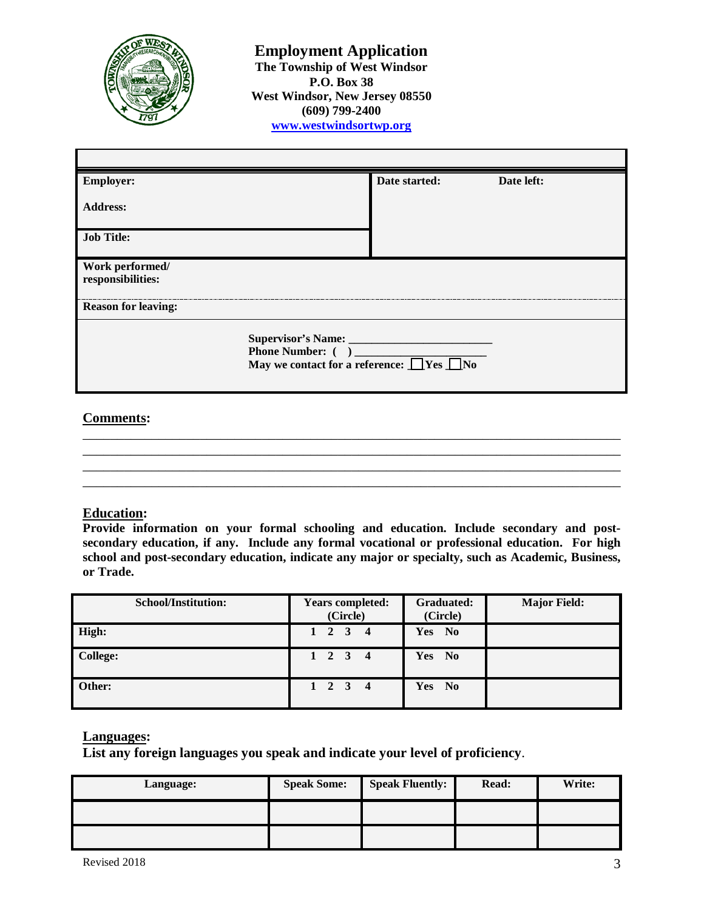# Employment Application

**The Township of West Windsor**
**P.O. Box 38**
**West Windsor, New Jersey 08550**
**(609) 799-2400**
**www.westwindsortwp.org**

| | |
|---|---|
| **Employer:** | **Date started:** **Date left:** |
| **Address:** | |
| **Job Title:** | |
| **Work performed/ responsibilities:** | |
| **Reason for leaving:** | |

**Supervisor's Name:** ______________________
**Phone Number:** ( ) ______________________
**May we contact for a reference:** ☐ Yes ☐ No

## Comments:

______________________________________________________________________________
______________________________________________________________________________
______________________________________________________________________________
______________________________________________________________________________

## Education:

**Provide information on your formal schooling and education. Include secondary and post-secondary education, if any. Include any formal vocational or professional education. For high school and post-secondary education, indicate any major or specialty, such as Academic, Business, or Trade.**

| School/Institution: | Years completed: (Circle) | Graduated: (Circle) | Major Field: |
|---|---|---|---|
| High: | 1 2 3 4 | Yes No | |
| College: | 1 2 3 4 | Yes No | |
| Other: | 1 2 3 4 | Yes No | |

## Languages:

**List any foreign languages you speak and indicate your level of proficiency**.

| Language: | Speak Some: | Speak Fluently: | Read: | Write: |
|---|---|---|---|---|
| | | | | |
| | | | | |

Revised 2018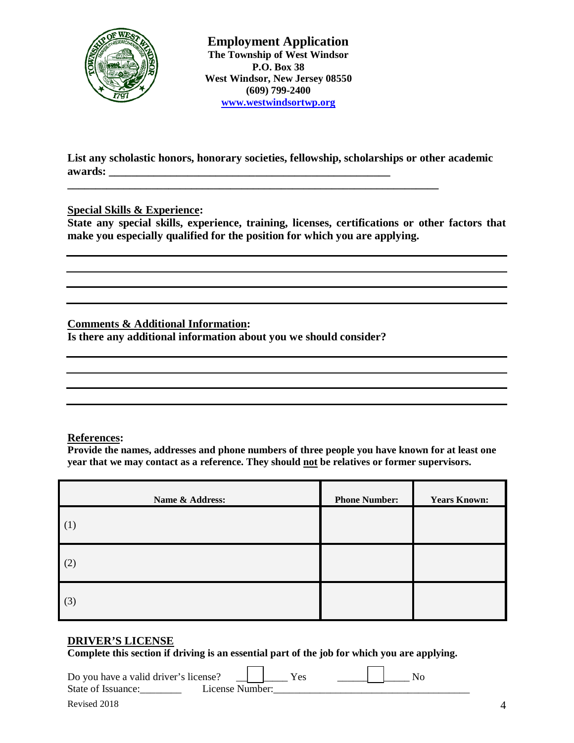**Employment Application**
**The Township of West Windsor**
**P.O. Box 38**
**West Windsor, New Jersey 08550**
**(609) 799-2400**
**www.westwindsortwp.org**

**List any scholastic honors, honorary societies, fellowship, scholarships or other academic awards: ______________________________________________________**

**______________________________________________________________________**

**Special Skills & Experience:**

**State any special skills, experience, training, licenses, certifications or other factors that make you especially qualified for the position for which you are applying.**

______________________________________________________________________

______________________________________________________________________

______________________________________________________________________

______________________________________________________________________

**Comments & Additional Information:**

**Is there any additional information about you we should consider?**

______________________________________________________________________

______________________________________________________________________

______________________________________________________________________

______________________________________________________________________

**References:**

**Provide the names, addresses and phone numbers of three people you have known for at least one year that we may contact as a reference. They should not be relatives or former supervisors.**

| Name & Address: | Phone Number: | Years Known: |
|---|---|---|
| (1) | | |
| (2) | | |
| (3) | | |

**DRIVER'S LICENSE**

**Complete this section if driving is an essential part of the job for which you are applying.**

Do you have a valid driver's license? ☐ Yes ☐ No

State of Issuance:________ License Number:______________________________________

Revised 2018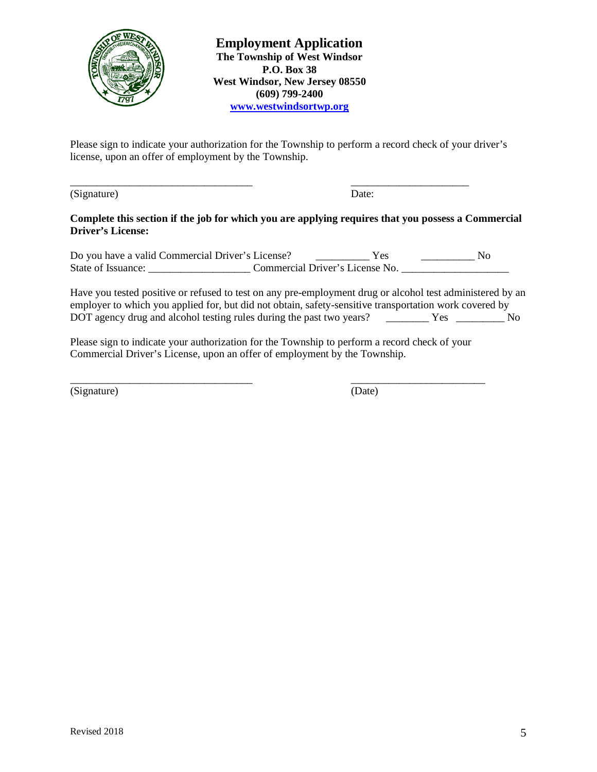# Employment Application

**The Township of West Windsor**
**P.O. Box 38**
**West Windsor, New Jersey 08550**
**(609) 799-2400**
**www.westwindsortwp.org**

Please sign to indicate your authorization for the Township to perform a record check of your driver's license, upon an offer of employment by the Township.

\_\_\_\_\_\_\_\_\_\_\_\_\_\_\_\_\_\_\_\_\_\_\_\_\_\_\_\_\_\_\_\_\_\_ \_\_\_\_\_\_\_\_\_\_\_\_\_\_\_\_\_\_\_\_\_\_
(Signature) Date:

**Complete this section if the job for which you are applying requires that you possess a Commercial Driver's License:**

Do you have a valid Commercial Driver's License? \_\_\_\_\_\_\_\_\_\_ Yes \_\_\_\_\_\_\_\_\_\_ No
State of Issuance: \_\_\_\_\_\_\_\_\_\_\_\_\_\_\_\_\_\_\_ Commercial Driver's License No. \_\_\_\_\_\_\_\_\_\_\_\_\_\_\_\_\_\_\_\_

Have you tested positive or refused to test on any pre-employment drug or alcohol test administered by an employer to which you applied for, but did not obtain, safety-sensitive transportation work covered by DOT agency drug and alcohol testing rules during the past two years? \_\_\_\_\_\_\_\_ Yes \_\_\_\_\_\_\_\_\_ No

Please sign to indicate your authorization for the Township to perform a record check of your Commercial Driver's License, upon an offer of employment by the Township.

\_\_\_\_\_\_\_\_\_\_\_\_\_\_\_\_\_\_\_\_\_\_\_\_\_\_\_\_\_\_\_\_\_\_ \_\_\_\_\_\_\_\_\_\_\_\_\_\_\_\_\_\_\_\_\_\_\_\_\_
(Signature) (Date)

Revised 2018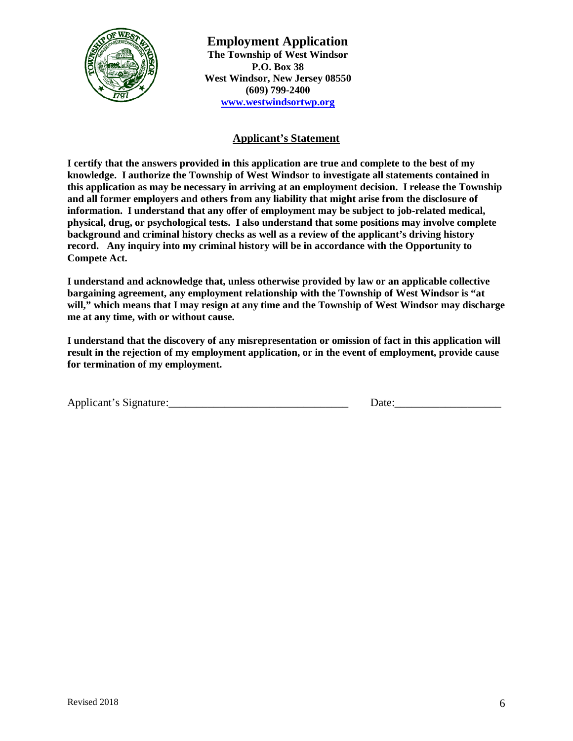# Employment Application

**The Township of West Windsor**
**P.O. Box 38**
**West Windsor, New Jersey 08550**
**(609) 799-2400**
**www.westwindsortwp.org**

## Applicant's Statement

**I certify that the answers provided in this application are true and complete to the best of my knowledge. I authorize the Township of West Windsor to investigate all statements contained in this application as may be necessary in arriving at an employment decision. I release the Township and all former employers and others from any liability that might arise from the disclosure of information. I understand that any offer of employment may be subject to job-related medical, physical, drug, or psychological tests. I also understand that some positions may involve complete background and criminal history checks as well as a review of the applicant's driving history record. Any inquiry into my criminal history will be in accordance with the Opportunity to Compete Act.**

**I understand and acknowledge that, unless otherwise provided by law or an applicable collective bargaining agreement, any employment relationship with the Township of West Windsor is "at will," which means that I may resign at any time and the Township of West Windsor may discharge me at any time, with or without cause.**

**I understand that the discovery of any misrepresentation or omission of fact in this application will result in the rejection of my employment application, or in the event of employment, provide cause for termination of my employment.**

Applicant's Signature:________________________________ Date:__________________

Revised 2018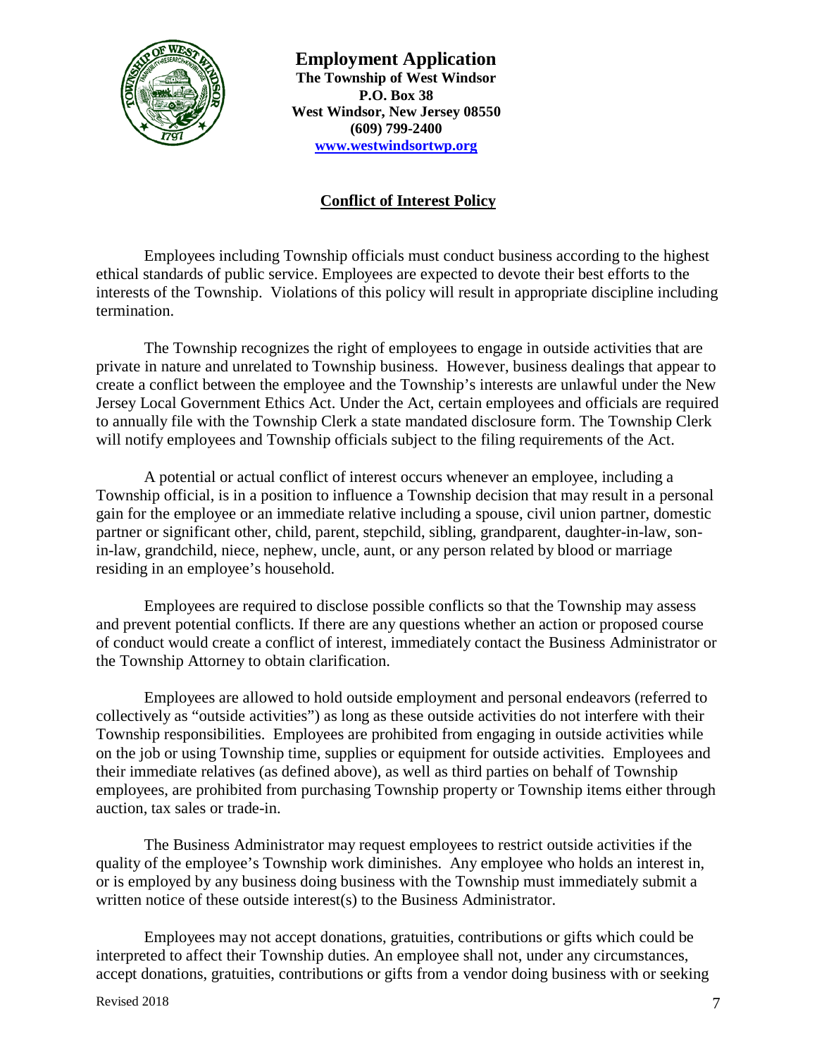# Employment Application

**The Township of West Windsor**
**P.O. Box 38**
**West Windsor, New Jersey 08550**
**(609) 799-2400**
**www.westwindsortwp.org**

## Conflict of Interest Policy

Employees including Township officials must conduct business according to the highest ethical standards of public service. Employees are expected to devote their best efforts to the interests of the Township. Violations of this policy will result in appropriate discipline including termination.

The Township recognizes the right of employees to engage in outside activities that are private in nature and unrelated to Township business. However, business dealings that appear to create a conflict between the employee and the Township's interests are unlawful under the New Jersey Local Government Ethics Act. Under the Act, certain employees and officials are required to annually file with the Township Clerk a state mandated disclosure form. The Township Clerk will notify employees and Township officials subject to the filing requirements of the Act.

A potential or actual conflict of interest occurs whenever an employee, including a Township official, is in a position to influence a Township decision that may result in a personal gain for the employee or an immediate relative including a spouse, civil union partner, domestic partner or significant other, child, parent, stepchild, sibling, grandparent, daughter-in-law, son-in-law, grandchild, niece, nephew, uncle, aunt, or any person related by blood or marriage residing in an employee's household.

Employees are required to disclose possible conflicts so that the Township may assess and prevent potential conflicts. If there are any questions whether an action or proposed course of conduct would create a conflict of interest, immediately contact the Business Administrator or the Township Attorney to obtain clarification.

Employees are allowed to hold outside employment and personal endeavors (referred to collectively as "outside activities") as long as these outside activities do not interfere with their Township responsibilities. Employees are prohibited from engaging in outside activities while on the job or using Township time, supplies or equipment for outside activities. Employees and their immediate relatives (as defined above), as well as third parties on behalf of Township employees, are prohibited from purchasing Township property or Township items either through auction, tax sales or trade-in.

The Business Administrator may request employees to restrict outside activities if the quality of the employee's Township work diminishes. Any employee who holds an interest in, or is employed by any business doing business with the Township must immediately submit a written notice of these outside interest(s) to the Business Administrator.

Employees may not accept donations, gratuities, contributions or gifts which could be interpreted to affect their Township duties. An employee shall not, under any circumstances, accept donations, gratuities, contributions or gifts from a vendor doing business with or seeking

Revised 2018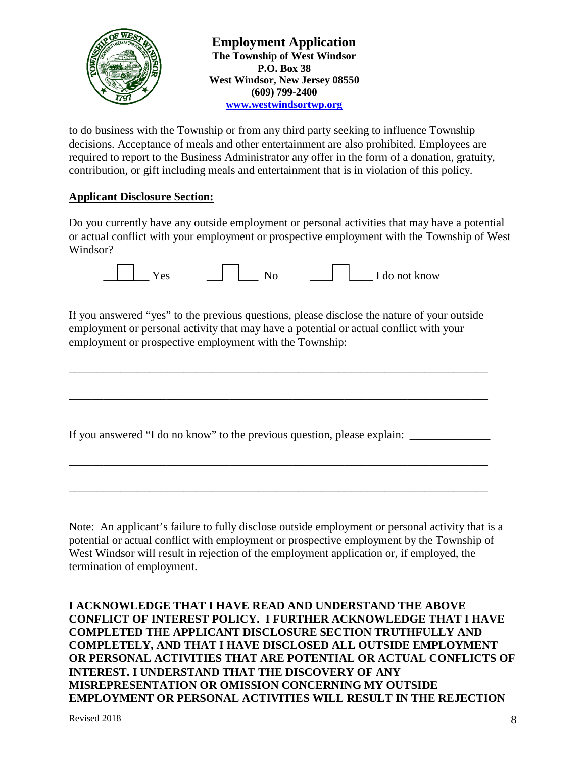to do business with the Township or from any third party seeking to influence Township decisions. Acceptance of meals and other entertainment are also prohibited. Employees are required to report to the Business Administrator any offer in the form of a donation, gratuity, contribution, or gift including meals and entertainment that is in violation of this policy.

**Applicant Disclosure Section:**

Do you currently have any outside employment or personal activities that may have a potential or actual conflict with your employment or prospective employment with the Township of West Windsor?

☐ Yes ☐ No ☐ I do not know

If you answered "yes" to the previous questions, please disclose the nature of your outside employment or personal activity that may have a potential or actual conflict with your employment or prospective employment with the Township:

___________________________________________________________________________

___________________________________________________________________________

If you answered "I do no know" to the previous question, please explain: ______________

___________________________________________________________________________

___________________________________________________________________________

Note: An applicant's failure to fully disclose outside employment or personal activity that is a potential or actual conflict with employment or prospective employment by the Township of West Windsor will result in rejection of the employment application or, if employed, the termination of employment.

**I ACKNOWLEDGE THAT I HAVE READ AND UNDERSTAND THE ABOVE CONFLICT OF INTEREST POLICY. I FURTHER ACKNOWLEDGE THAT I HAVE COMPLETED THE APPLICANT DISCLOSURE SECTION TRUTHFULLY AND COMPLETELY, AND THAT I HAVE DISCLOSED ALL OUTSIDE EMPLOYMENT OR PERSONAL ACTIVITIES THAT ARE POTENTIAL OR ACTUAL CONFLICTS OF INTEREST. I UNDERSTAND THAT THE DISCOVERY OF ANY MISREPRESENTATION OR OMISSION CONCERNING MY OUTSIDE EMPLOYMENT OR PERSONAL ACTIVITIES WILL RESULT IN THE REJECTION**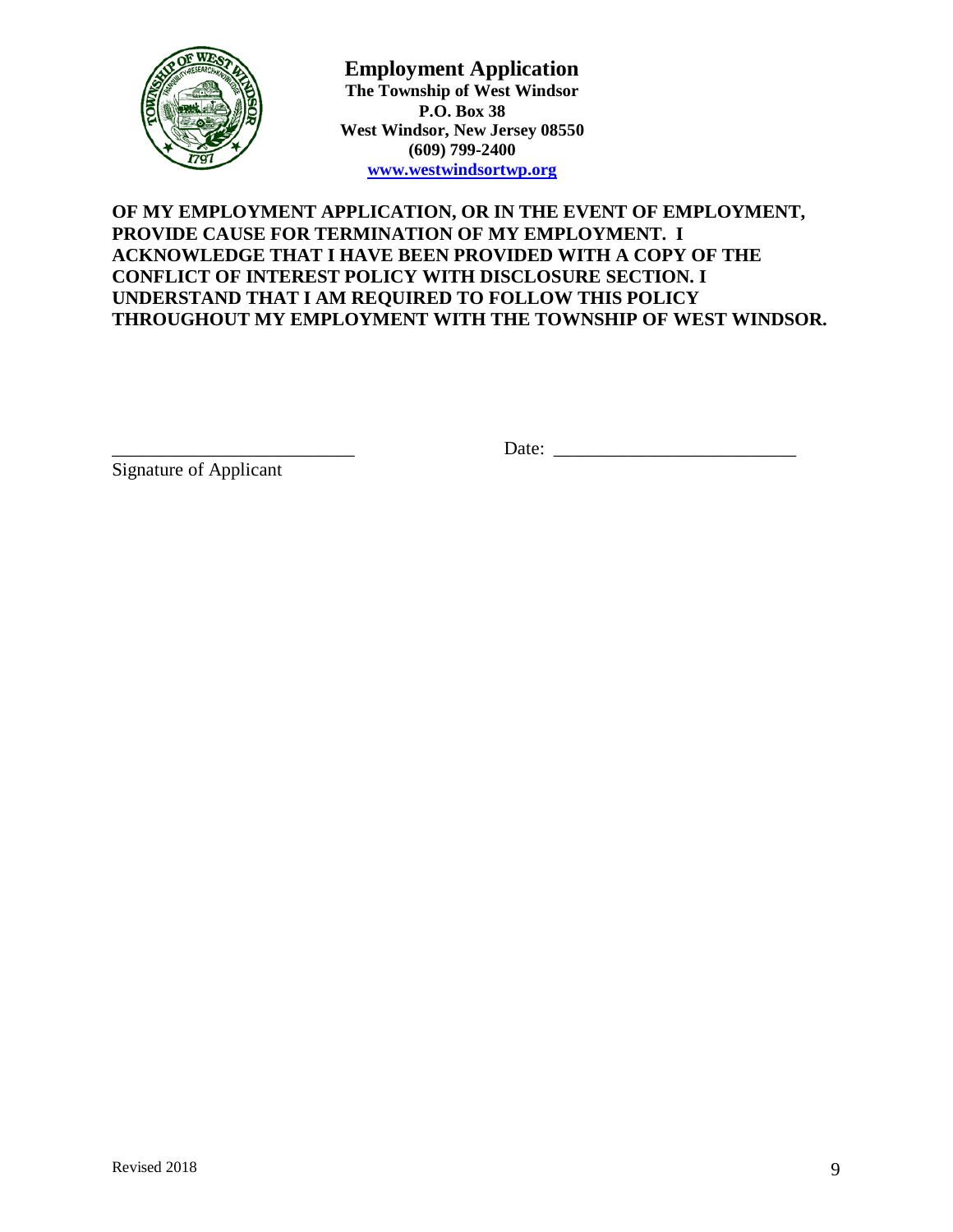# Employment Application

**The Township of West Windsor**
**P.O. Box 38**
**West Windsor, New Jersey 08550**
**(609) 799-2400**
**www.westwindsortwp.org**

**OF MY EMPLOYMENT APPLICATION, OR IN THE EVENT OF EMPLOYMENT, PROVIDE CAUSE FOR TERMINATION OF MY EMPLOYMENT. I ACKNOWLEDGE THAT I HAVE BEEN PROVIDED WITH A COPY OF THE CONFLICT OF INTEREST POLICY WITH DISCLOSURE SECTION. I UNDERSTAND THAT I AM REQUIRED TO FOLLOW THIS POLICY THROUGHOUT MY EMPLOYMENT WITH THE TOWNSHIP OF WEST WINDSOR.**

___________________________ Date: ___________________________

Signature of Applicant

Revised 2018